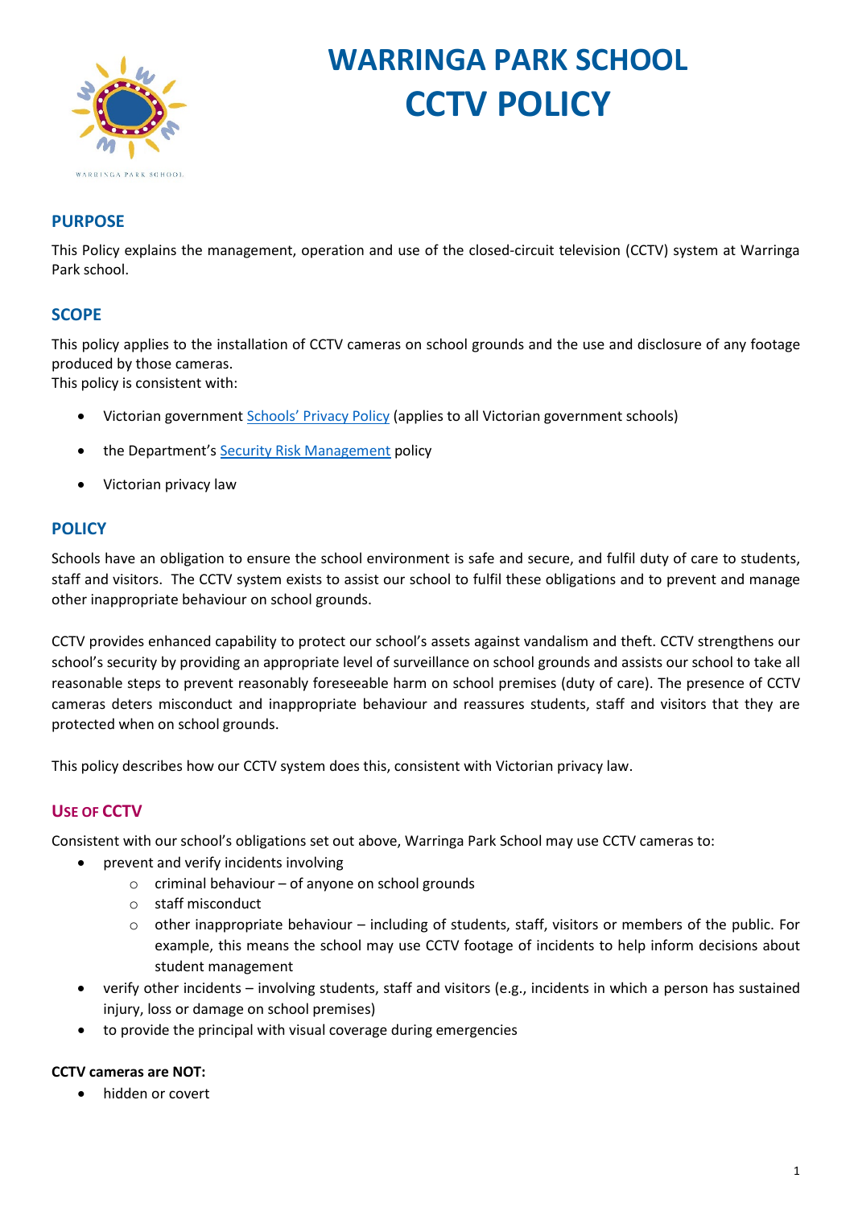# WARRINGA PARK SCHOOL
# CCTV POLICY

## PURPOSE

This Policy explains the management, operation and use of the closed-circuit television (CCTV) system at Warringa Park school.

## SCOPE

This policy applies to the installation of CCTV cameras on school grounds and the use and disclosure of any footage produced by those cameras.
This policy is consistent with:

- Victorian government Schools' Privacy Policy (applies to all Victorian government schools)
- the Department's Security Risk Management policy
- Victorian privacy law

## POLICY

Schools have an obligation to ensure the school environment is safe and secure, and fulfil duty of care to students, staff and visitors. The CCTV system exists to assist our school to fulfil these obligations and to prevent and manage other inappropriate behaviour on school grounds.

CCTV provides enhanced capability to protect our school's assets against vandalism and theft. CCTV strengthens our school's security by providing an appropriate level of surveillance on school grounds and assists our school to take all reasonable steps to prevent reasonably foreseeable harm on school premises (duty of care). The presence of CCTV cameras deters misconduct and inappropriate behaviour and reassures students, staff and visitors that they are protected when on school grounds.

This policy describes how our CCTV system does this, consistent with Victorian privacy law.

### USE OF CCTV

Consistent with our school's obligations set out above, Warringa Park School may use CCTV cameras to:

- prevent and verify incidents involving
  - criminal behaviour – of anyone on school grounds
  - staff misconduct
  - other inappropriate behaviour – including of students, staff, visitors or members of the public. For example, this means the school may use CCTV footage of incidents to help inform decisions about student management
- verify other incidents – involving students, staff and visitors (e.g., incidents in which a person has sustained injury, loss or damage on school premises)
- to provide the principal with visual coverage during emergencies

**CCTV cameras are NOT:**

- hidden or covert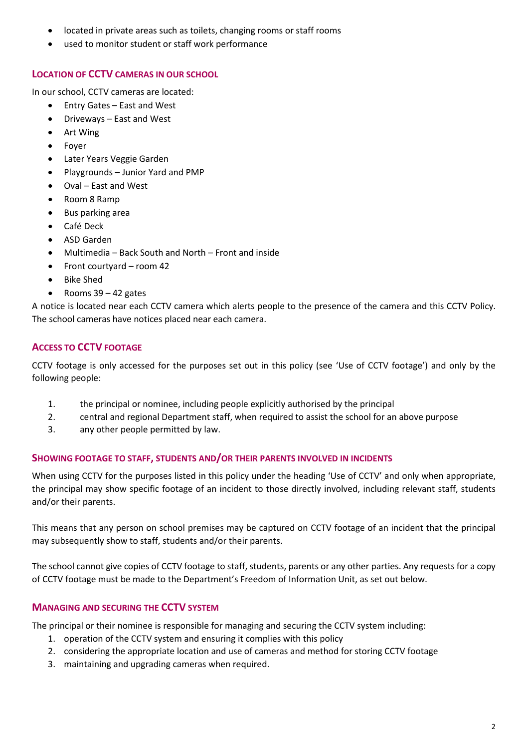- located in private areas such as toilets, changing rooms or staff rooms
- used to monitor student or staff work performance

## Location of CCTV cameras in our school

In our school, CCTV cameras are located:

- Entry Gates – East and West
- Driveways – East and West
- Art Wing
- Foyer
- Later Years Veggie Garden
- Playgrounds – Junior Yard and PMP
- Oval – East and West
- Room 8 Ramp
- Bus parking area
- Café Deck
- ASD Garden
- Multimedia – Back South and North – Front and inside
- Front courtyard – room 42
- Bike Shed
- Rooms 39 – 42 gates

A notice is located near each CCTV camera which alerts people to the presence of the camera and this CCTV Policy. The school cameras have notices placed near each camera.

## Access to CCTV footage

CCTV footage is only accessed for the purposes set out in this policy (see 'Use of CCTV footage') and only by the following people:

1. the principal or nominee, including people explicitly authorised by the principal
2. central and regional Department staff, when required to assist the school for an above purpose
3. any other people permitted by law.

### Showing footage to staff, students and/or their parents involved in incidents

When using CCTV for the purposes listed in this policy under the heading 'Use of CCTV' and only when appropriate, the principal may show specific footage of an incident to those directly involved, including relevant staff, students and/or their parents.

This means that any person on school premises may be captured on CCTV footage of an incident that the principal may subsequently show to staff, students and/or their parents.

The school cannot give copies of CCTV footage to staff, students, parents or any other parties. Any requests for a copy of CCTV footage must be made to the Department's Freedom of Information Unit, as set out below.

## Managing and securing the CCTV system

The principal or their nominee is responsible for managing and securing the CCTV system including:

1. operation of the CCTV system and ensuring it complies with this policy
2. considering the appropriate location and use of cameras and method for storing CCTV footage
3. maintaining and upgrading cameras when required.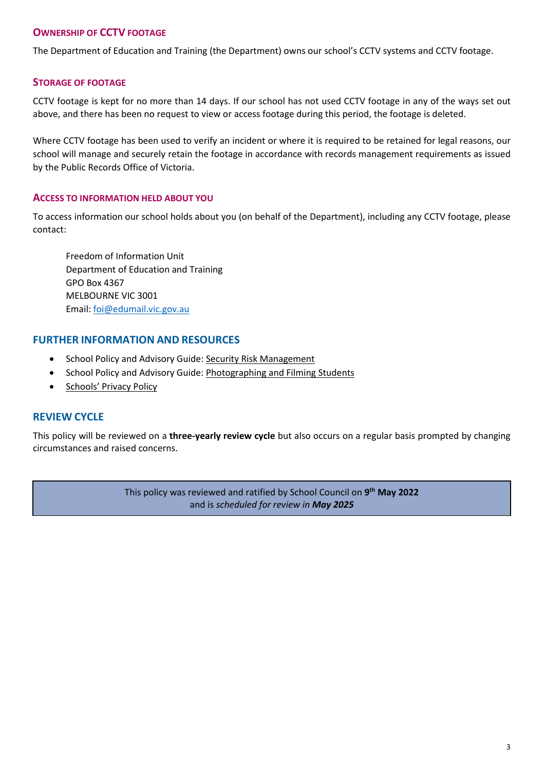### OWNERSHIP OF CCTV FOOTAGE

The Department of Education and Training (the Department) owns our school's CCTV systems and CCTV footage.

### STORAGE OF FOOTAGE

CCTV footage is kept for no more than 14 days. If our school has not used CCTV footage in any of the ways set out above, and there has been no request to view or access footage during this period, the footage is deleted.

Where CCTV footage has been used to verify an incident or where it is required to be retained for legal reasons, our school will manage and securely retain the footage in accordance with records management requirements as issued by the Public Records Office of Victoria.

### ACCESS TO INFORMATION HELD ABOUT YOU

To access information our school holds about you (on behalf of the Department), including any CCTV footage, please contact:

> Freedom of Information Unit
> Department of Education and Training
> GPO Box 4367
> MELBOURNE VIC 3001
> Email: foi@edumail.vic.gov.au

## FURTHER INFORMATION AND RESOURCES

- School Policy and Advisory Guide: Security Risk Management
- School Policy and Advisory Guide: Photographing and Filming Students
- Schools' Privacy Policy

## REVIEW CYCLE

This policy will be reviewed on a **three-yearly review cycle** but also occurs on a regular basis prompted by changing circumstances and raised concerns.

This policy was reviewed and ratified by School Council on **9th May 2022**
and is *scheduled for review in* ***May 2025***